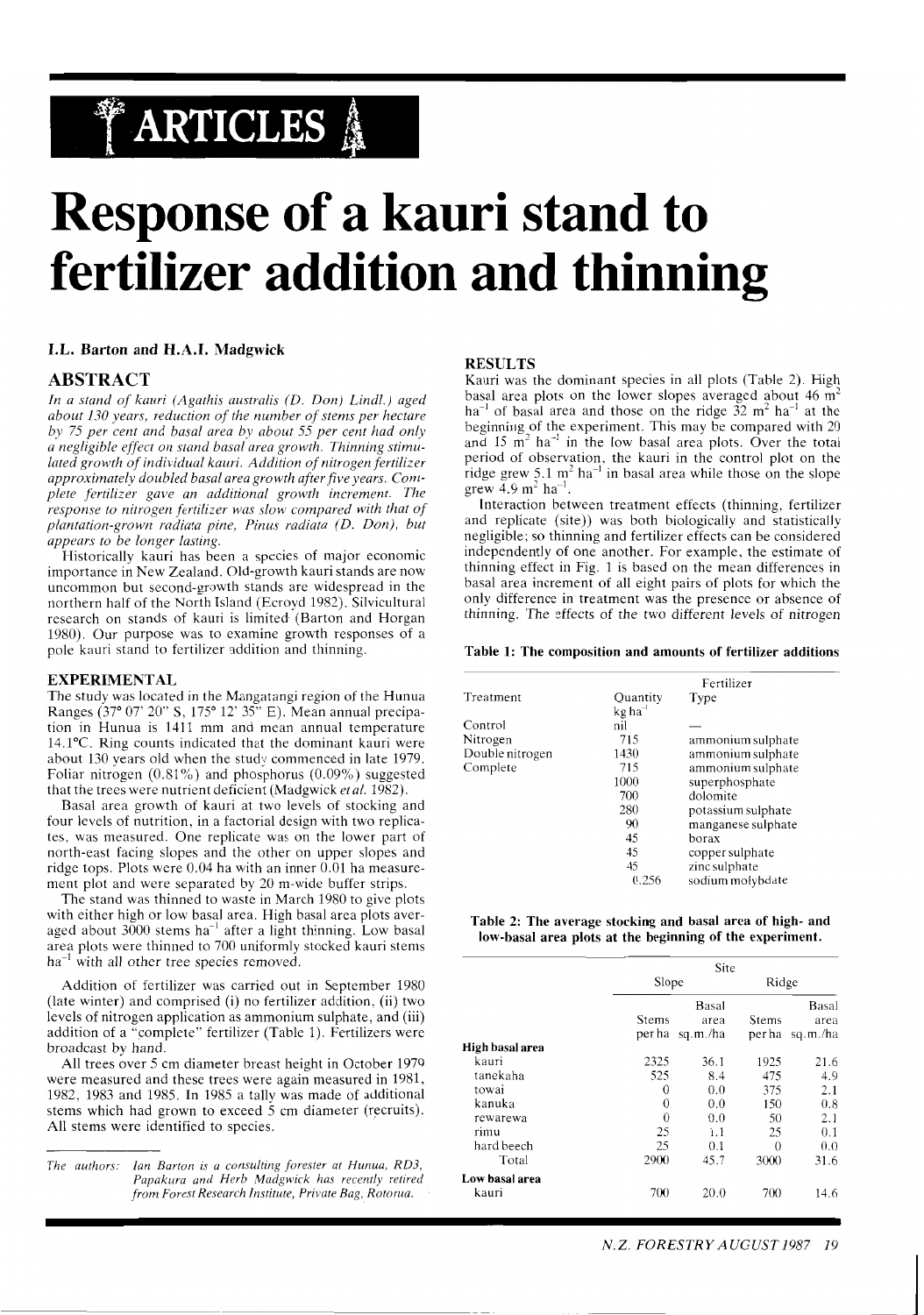# ARTICLES

# Response of a kauri stand to fertilizer addition and thinning

**I.L. Barton and H.A.I. Madgwick**

## ABSTRACT

*In a stand of kauri (Agathis australis (D. Don) Lindl.) aged about 130 years, reduction of the number of stems per hectare by 75 per cent and basal area by about 55 per cent had only a negligible effect on stand basal area growth. Thinning stimulated growth of individual kauri. Addition of nitrogen fertilizer approximately doubled basal area growth after five years. Complete fertilizer gave an additional growth increment. The response to nitrogen fertilizer was slow compared with that of plantation-grown radiata pine, Pinus radiata (D. Don), but appears to be longer lasting.*

Historically kauri has been a species of major economic importance in New Zealand. Old-growth kauri stands are now uncommon but second-growth stands are widespread in the northern half of the North Island (Ecroyd 1982). Silvicultural research on stands of kauri is limited (Barton and Horgan 1980). Our purpose was to examine growth responses of a pole kauri stand to fertilizer addition and thinning.

## EXPERIMENTAL

The study was located in the Mangatangi region of the Hunua Ranges (37° 07' 20" S, 175° 12' 35" E). Mean annual precipitation in Hunua is 1411 mm and mean annual temperature 14.1°C. Ring counts indicated that the dominant kauri were about 130 years old when the study commenced in late 1979. Foliar nitrogen (0.81%) and phosphorus (0.09%) suggested that the trees were nutrient deficient (Madgwick *et al.* 1982).

Basal area growth of kauri at two levels of stocking and four levels of nutrition, in a factorial design with two replicates, was measured. One replicate was on the lower part of north-east facing slopes and the other on upper slopes and ridge tops. Plots were 0.04 ha with an inner 0.01 ha measurement plot and were separated by 20 m-wide buffer strips.

The stand was thinned to waste in March 1980 to give plots with either high or low basal area. High basal area plots averaged about 3000 stems ha$^{-1}$ after a light thinning. Low basal area plots were thinned to 700 uniformly stocked kauri stems ha$^{-1}$ with all other tree species removed.

Addition of fertilizer was carried out in September 1980 (late winter) and comprised (i) no fertilizer addition, (ii) two levels of nitrogen application as ammonium sulphate, and (iii) addition of a "complete" fertilizer (Table 1). Fertilizers were broadcast by hand.

All trees over 5 cm diameter breast height in October 1979 were measured and these trees were again measured in 1981, 1982, 1983 and 1985. In 1985 a tally was made of additional stems which had grown to exceed 5 cm diameter (recruits). All stems were identified to species.

*The authors: Ian Barton is a consulting forester at Hunua, RD3, Papakura and Herb Madgwick has recently retired from Forest Research Institute, Private Bag, Rotorua.*

## RESULTS

Kauri was the dominant species in all plots (Table 2). High basal area plots on the lower slopes averaged about 46 m$^2$ ha$^{-1}$ of basal area and those on the ridge 32 m$^2$ ha$^{-1}$ at the beginning of the experiment. This may be compared with 20 and 15 m$^2$ ha$^{-1}$ in the low basal area plots. Over the total period of observation, the kauri in the control plot on the ridge grew 5.1 m$^2$ ha$^{-1}$ in basal area while those on the slope grew 4.9 m$^2$ ha$^{-1}$.

Interaction between treatment effects (thinning, fertilizer and replicate (site)) was both biologically and statistically negligible; so thinning and fertilizer effects can be considered independently of one another. For example, the estimate of thinning effect in Fig. 1 is based on the mean differences in basal area increment of all eight pairs of plots for which the only difference in treatment was the presence or absence of thinning. The effects of the two different levels of nitrogen

**Table 1: The composition and amounts of fertilizer additions**

| Treatment | Fertilizer Quantity kg ha$^{-1}$ | Type |
|---|---|---|
| Control | nil | — |
| Nitrogen | 715 | ammonium sulphate |
| Double nitrogen | 1430 | ammonium sulphate |
| Complete | 715 | ammonium sulphate |
| | 1000 | superphosphate |
| | 700 | dolomite |
| | 280 | potassium sulphate |
| | 90 | manganese sulphate |
| | 45 | borax |
| | 45 | copper sulphate |
| | 45 | zinc sulphate |
| | 0.256 | sodium molybdate |

**Table 2: The average stocking and basal area of high- and low-basal area plots at the beginning of the experiment.**

| | Slope | | Ridge | |
|---|---|---|---|---|
| | Stems per ha | Basal area sq.m./ha | Stems per ha | Basal area sq.m./ha |
| **High basal area** | | | | |
| kauri | 2325 | 36.1 | 1925 | 21.6 |
| tanekaha | 525 | 8.4 | 475 | 4.9 |
| towai | 0 | 0.0 | 375 | 2.1 |
| kanuka | 0 | 0.0 | 150 | 0.8 |
| rewarewa | 0 | 0.0 | 50 | 2.1 |
| rimu | 25 | 1.1 | 25 | 0.1 |
| hard beech | 25 | 0.1 | 0 | 0.0 |
| Total | 2900 | 45.7 | 3000 | 31.6 |
| **Low basal area** | | | | |
| kauri | 700 | 20.0 | 700 | 14.6 |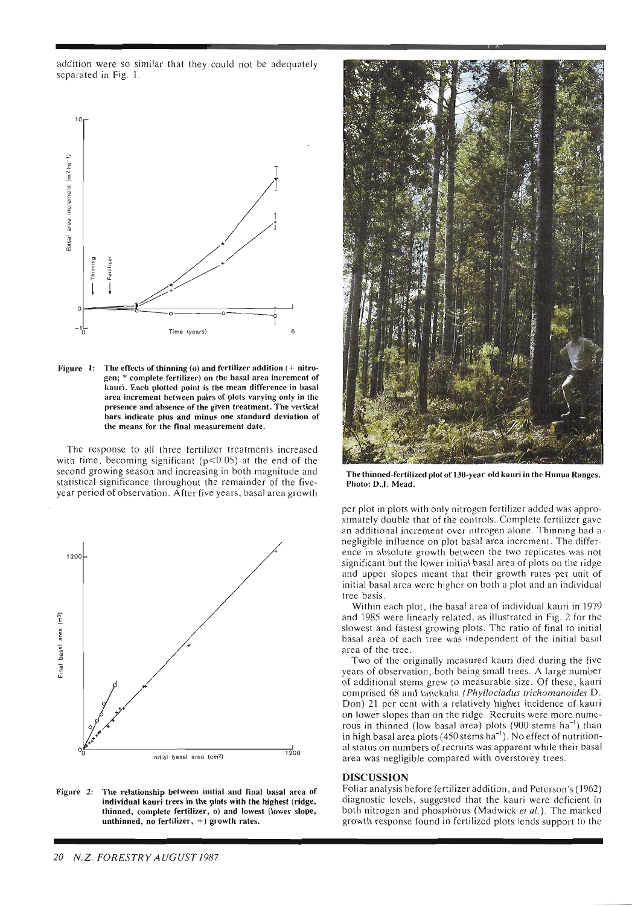addition were so similar that they could not be adequately separated in Fig. 1.

**Figure 1: The effects of thinning (o) and fertilizer addition (+ nitrogen; * complete fertilizer) on the basal area increment of kauri. Each plotted point is the mean difference in basal area increment between pairs of plots varying only in the presence and absence of the given treatment. The vertical bars indicate plus and minus one standard deviation of the means for the final measurement date.**

The response to all three fertilizer treatments increased with time, becoming significant ($p<0.05$) at the end of the second growing season and increasing in both magnitude and statistical significance throughout the remainder of the five-year period of observation. After five years, basal area growth per plot in plots with only nitrogen fertilizer added was approximately double that of the controls. Complete fertilizer gave an additional increment over nitrogen alone. Thinning had a negligible influence on plot basal area increment. The difference in absolute growth between the two replicates was not significant but the lower initial basal area of plots on the ridge and upper slopes meant that their growth rates per unit of initial basal area were higher on both a plot and an individual tree basis.

**Figure 2: The relationship between initial and final basal area of individual kauri trees in the plots with the highest (ridge, thinned, complete fertilizer, o) and lowest (lower slope, unthinned, no fertilizer, +) growth rates.**

**The thinned-fertilized plot of 130-year-old kauri in the Hunua Ranges. Photo: D.J. Mead.**

Within each plot, the basal area of individual kauri in 1979 and 1985 were linearly related, as illustrated in Fig. 2 for the slowest and fastest growing plots. The ratio of final to initial basal area of each tree was independent of the initial basal area of the tree.

Two of the originally measured kauri died during the five years of observation, both being small trees. A large number of additional stems grew to measurable size. Of these, kauri comprised 68 and tanekaha (*Phyllocladus trichomanoides* D. Don) 21 per cent with a relatively higher incidence of kauri on lower slopes than on the ridge. Recruits were more numerous in thinned (low basal area) plots (900 stems $ha^{-1}$) than in high basal area plots (450 stems $ha^{-1}$). No effect of nutritional status on numbers of recruits was apparent while their basal area was negligible compared with overstorey trees.

## DISCUSSION

Foliar analysis before fertilizer addition, and Peterson's (1962) diagnostic levels, suggested that the kauri were deficient in both nitrogen and phosphorus (Madwick *et al.*). The marked growth response found in fertilized plots lends support to the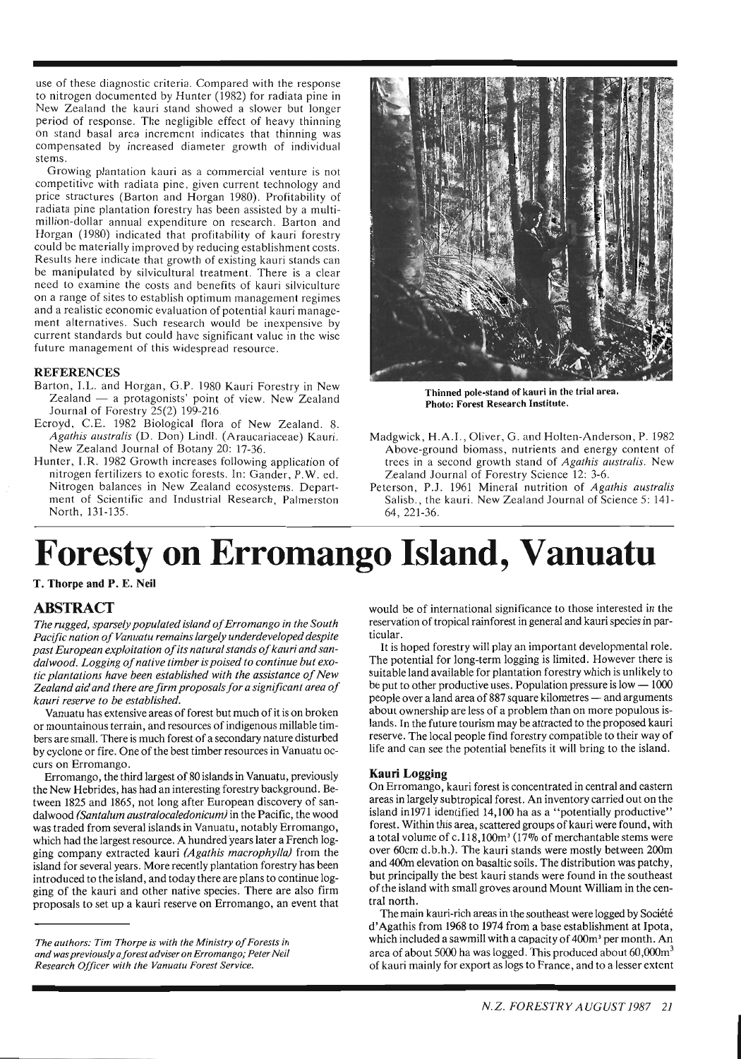use of these diagnostic criteria. Compared with the response to nitrogen documented by Hunter (1982) for radiata pine in New Zealand the kauri stand showed a slower but longer period of response. The negligible effect of heavy thinning on stand basal area increment indicates that thinning was compensated by increased diameter growth of individual stems.

Growing plantation kauri as a commercial venture is not competitive with radiata pine, given current technology and price structures (Barton and Horgan 1980). Profitability of radiata pine plantation forestry has been assisted by a multi-million-dollar annual expenditure on research. Barton and Horgan (1980) indicated that profitability of kauri forestry could be materially improved by reducing establishment costs. Results here indicate that growth of existing kauri stands can be manipulated by silvicultural treatment. There is a clear need to examine the costs and benefits of kauri silviculture on a range of sites to establish optimum management regimes and a realistic economic evaluation of potential kauri management alternatives. Such research would be inexpensive by current standards but could have significant value in the wise future management of this widespread resource.

### REFERENCES

Barton, I.L. and Horgan, G.P. 1980 Kauri Forestry in New Zealand — a protagonists' point of view. New Zealand Journal of Forestry 25(2) 199-216.

Ecroyd, C.E. 1982 Biological flora of New Zealand. 8. *Agathis australis* (D. Don) Lindl. (Araucariaceae) Kauri. New Zealand Journal of Botany 20: 17-36.

Hunter, I.R. 1982 Growth increases following application of nitrogen fertilizers to exotic forests. In: Gander, P.W. ed. Nitrogen balances in New Zealand ecosystems. Department of Scientific and Industrial Research, Palmerston North, 131-135.

**Thinned pole-stand of kauri in the trial area. Photo: Forest Research Institute.**

Madgwick, H.A.I., Oliver, G. and Holten-Anderson, P. 1982 Above-ground biomass, nutrients and energy content of trees in a second growth stand of *Agathis australis*. New Zealand Journal of Forestry Science 12: 3-6.

Peterson, P.J. 1961 Mineral nutrition of *Agathis australis* Salisb., the kauri. New Zealand Journal of Science 5: 141-64, 221-36.

# Foresty on Erromango Island, Vanuatu

**T. Thorpe and P. E. Neil**

## ABSTRACT

*The rugged, sparsely populated island of Erromango in the South Pacific nation of Vanuatu remains largely underdeveloped despite past European exploitation of its natural stands of kauri and sandalwood. Logging of native timber is poised to continue but exotic plantations have been established with the assistance of New Zealand aid and there are firm proposals for a significant area of kauri reserve to be established.*

Vanuatu has extensive areas of forest but much of it is on broken or mountainous terrain, and resources of indigenous millable timbers are small. There is much forest of a secondary nature disturbed by cyclone or fire. One of the best timber resources in Vanuatu occurs on Erromango.

Erromango, the third largest of 80 islands in Vanuatu, previously the New Hebrides, has had an interesting forestry background. Between 1825 and 1865, not long after European discovery of sandalwood *(Santalum australocaledonicum)* in the Pacific, the wood was traded from several islands in Vanuatu, notably Erromango, which had the largest resource. A hundred years later a French logging company extracted kauri *(Agathis macrophylla)* from the island for several years. More recently plantation forestry has been introduced to the island, and today there are plans to continue logging of the kauri and other native species. There are also firm proposals to set up a kauri reserve on Erromango, an event that would be of international significance to those interested in the reservation of tropical rainforest in general and kauri species in particular.

It is hoped forestry will play an important developmental role. The potential for long-term logging is limited. However there is suitable land available for plantation forestry which is unlikely to be put to other productive uses. Population pressure is low — 1000 people over a land area of 887 square kilometres — and arguments about ownership are less of a problem than on more populous islands. In the future tourism may be attracted to the proposed kauri reserve. The local people find forestry compatible to their way of life and can see the potential benefits it will bring to the island.

*The authors: Tim Thorpe is with the Ministry of Forests in and was previously a forest adviser on Erromango; Peter Neil Research Officer with the Vanuatu Forest Service.*

### Kauri Logging

On Erromango, kauri forest is concentrated in central and eastern areas in largely subtropical forest. An inventory carried out on the island in1971 identified 14,100 ha as a "potentially productive" forest. Within this area, scattered groups of kauri were found, with a total volume of c.118,100m³ (17% of merchantable stems were over 60cm d.b.h.). The kauri stands were mostly between 200m and 400m elevation on basaltic soils. The distribution was patchy, but principally the best kauri stands were found in the southeast of the island with small groves around Mount William in the central north.

The main kauri-rich areas in the southeast were logged by Société d'Agathis from 1968 to 1974 from a base establishment at Ipota, which included a sawmill with a capacity of 400m³ per month. An area of about 5000 ha was logged. This produced about 60,000m³ of kauri mainly for export as logs to France, and to a lesser extent